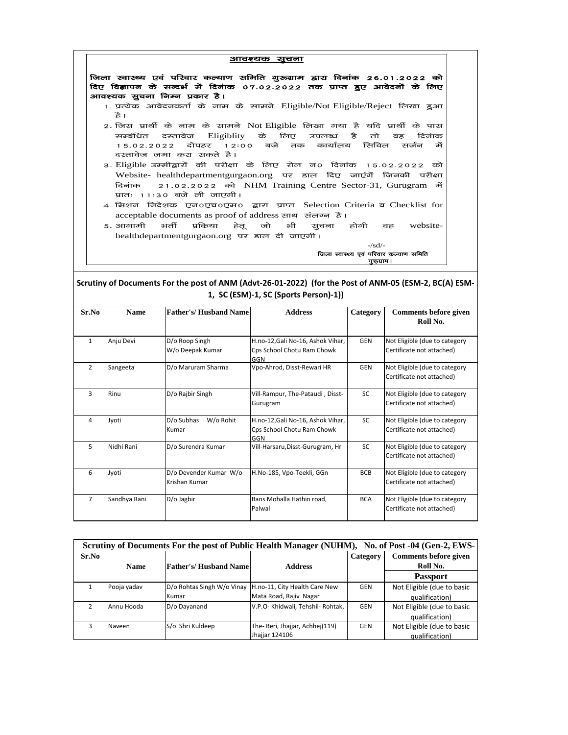## आवश्यक सुचना

**जिला स्वास्थ्य एवं परिवार कल्याण समिति गुरूग्राम द्वारा दिनांक 26.01.2022 को दिए विज्ञापन के सन्दर्भ में दिनांक 07.02.2022 तक प्राप्त हुए आवेदनों के लिए आवश्यक सुचना निम्न प्रकार है।**

1. प्रत्येक आवेदनकर्ता के नाम के सामने Eligible/Not Eligible/Reject लिखा हुआ है।
2. जिस प्रार्थी के नाम के सामने Not Eligible लिखा गया है यदि प्रार्थी के पास सम्बंधित दस्तावेज Eligiblity के लिए उपलब्ध है तो वह दिनांक 15.02.2022 दोपहर 12:00 बजे तक कार्यालय सिविल सर्जन में दस्तावेज जमा करा सकते है।
3. Eligible उम्मीद्वारों की परीक्षा के लिए रोल न० दिनांक 15.02.2022 को Website- healthdepartmentgurgaon.org पर डाल दिए जाएंगें जिनकी परीक्षा दिनांक 21.02.2022 को NHM Training Centre Sector-31, Gurugram में प्रातः 11:30 बजे ली जाएगी।
4. मिशन निदेशक एन०एच०एम० द्वारा प्राप्त Selection Criteria व Checklist for acceptable documents as proof of address साथ संलग्न है।
5. आगामी भर्ती प्रकिया हेतू जो भी सुचना होगी वह website-healthdepartmentgurgaon.org पर डाल दी जाएगी।

-/sd/-
जिला स्वास्थ्य एवं परिवार कल्याण समिति
गुरूग्राम।

**Scrutiny of Documents For the post of ANM (Advt-26-01-2022) (for the Post of ANM-05 (ESM-2, BC(A) ESM-1, SC (ESM)-1, SC (Sports Person)-1))**

| Sr.No | Name | Father's/ Husband Name | Address | Category | Comments before given Roll No. |
|---|---|---|---|---|---|
| 1 | Anju Devi | D/o Roop Singh W/o Deepak Kumar | H.no-12,Gali No-16, Ashok Vihar, Cps School Chotu Ram Chowk GGN | GEN | Not Eligible (due to category Certificate not attached) |
| 2 | Sangeeta | D/o Maruram Sharma | Vpo-Ahrod, Disst-Rewari HR | GEN | Not Eligible (due to category Certificate not attached) |
| 3 | Rinu | D/o Rajbir Singh | Vill-Rampur, The-Pataudi , Disst-Gurugram | SC | Not Eligible (due to category Certificate not attached) |
| 4 | Jyoti | D/o Subhas W/o Rohit Kumar | H.no-12,Gali No-16, Ashok Vihar, Cps School Chotu Ram Chowk GGN | SC | Not Eligible (due to category Certificate not attached) |
| 5 | Nidhi Rani | D/o Surendra Kumar | Vill-Harsaru,Disst-Gurugram, Hr | SC | Not Eligible (due to category Certificate not attached) |
| 6 | Jyoti | D/o Devender Kumar W/o Krishan Kumar | H.No-185, Vpo-Teekli, GGn | BCB | Not Eligible (due to category Certificate not attached) |
| 7 | Sandhya Rani | D/o Jagbir | Bans Mohalla Hathin road, Palwal | BCA | Not Eligible (due to category Certificate not attached) |

**Scrutiny of Documents For the post of Public Health Manager (NUHM), No. of Post -04 (Gen-2, EWS-**

| Sr.No | Name | Father's/ Husband Name | Address | Category | Comments before given Roll No. |
|---|---|---|---|---|---|
| | | | | | **Passport** |
| 1 | Pooja yadav | D/o Rohtas Singh W/o Vinay Kumar | H.no-11, City Health Care New Mata Road, Rajiv Nagar | GEN | Not Eligible (due to basic qualification) |
| 2 | Annu Hooda | D/o Dayanand | V.P.O- Khidwali, Tehshil- Rohtak, | GEN | Not Eligible (due to basic qualification) |
| 3 | Naveen | S/o Shri Kuldeep | The- Beri, Jhajjar, Achhej(119) Jhajjar 124106 | GEN | Not Eligible (due to basic qualification) |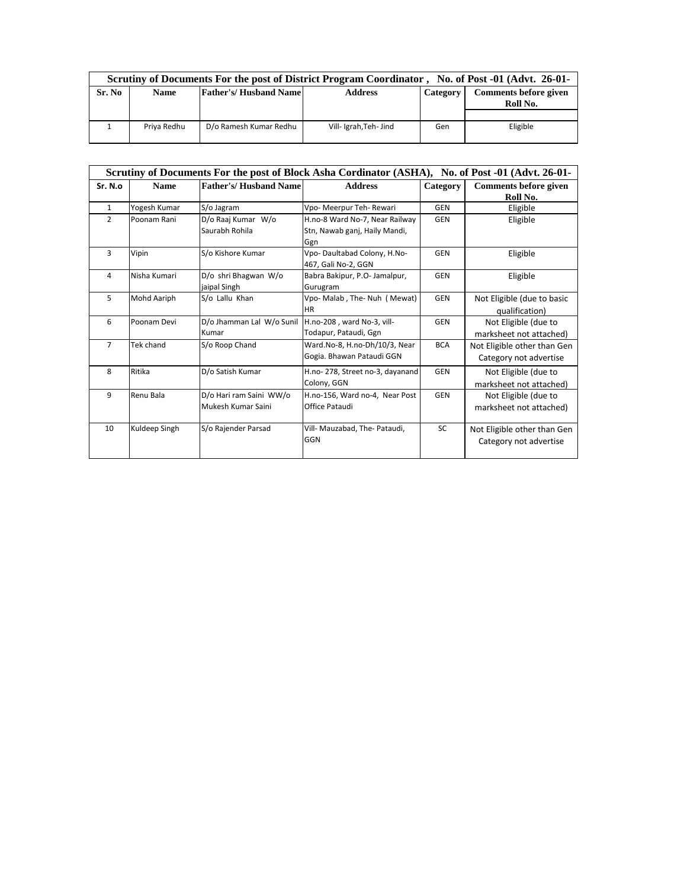| Scrutiny of Documents For the post of District Program Coordinator , No. of Post -01 (Advt. 26-01- | | | | | |
|---|---|---|---|---|---|
| **Sr. No** | **Name** | **Father's/ Husband Name** | **Address** | **Category** | **Comments before given Roll No.** |
| 1 | Priya Redhu | D/o Ramesh Kumar Redhu | Vill- Igrah,Teh- Jind | Gen | Eligible |

| Scrutiny of Documents For the post of Block Asha Cordinator (ASHA), No. of Post -01 (Advt. 26-01- | | | | | |
|---|---|---|---|---|---|
| **Sr. N.o** | **Name** | **Father's/ Husband Name** | **Address** | **Category** | **Comments before given Roll No.** |
| 1 | Yogesh Kumar | S/o Jagram | Vpo- Meerpur Teh- Rewari | GEN | Eligible |
| 2 | Poonam Rani | D/o Raaj Kumar W/o Saurabh Rohila | H.no-8 Ward No-7, Near Railway Stn, Nawab ganj, Haily Mandi, Ggn | GEN | Eligible |
| 3 | Vipin | S/o Kishore Kumar | Vpo- Daultabad Colony, H.No-467, Gali No-2, GGN | GEN | Eligible |
| 4 | Nisha Kumari | D/o shri Bhagwan W/o jaipal Singh | Babra Bakipur, P.O- Jamalpur, Gurugram | GEN | Eligible |
| 5 | Mohd Aariph | S/o Lallu Khan | Vpo- Malab , The- Nuh ( Mewat) HR | GEN | Not Eligible (due to basic qualification) |
| 6 | Poonam Devi | D/o Jhamman Lal W/o Sunil Kumar | H.no-208 , ward No-3, vill-Todapur, Pataudi, Ggn | GEN | Not Eligible (due to marksheet not attached) |
| 7 | Tek chand | S/o Roop Chand | Ward.No-8, H.no-Dh/10/3, Near Gogia. Bhawan Pataudi GGN | BCA | Not Eligible other than Gen Category not advertise |
| 8 | Ritika | D/o Satish Kumar | H.no- 278, Street no-3, dayanand Colony, GGN | GEN | Not Eligible (due to marksheet not attached) |
| 9 | Renu Bala | D/o Hari ram Saini WW/o Mukesh Kumar Saini | H.no-156, Ward no-4, Near Post Office Pataudi | GEN | Not Eligible (due to marksheet not attached) |
| 10 | Kuldeep Singh | S/o Rajender Parsad | Vill- Mauzabad, The- Pataudi, GGN | SC | Not Eligible other than Gen Category not advertise |